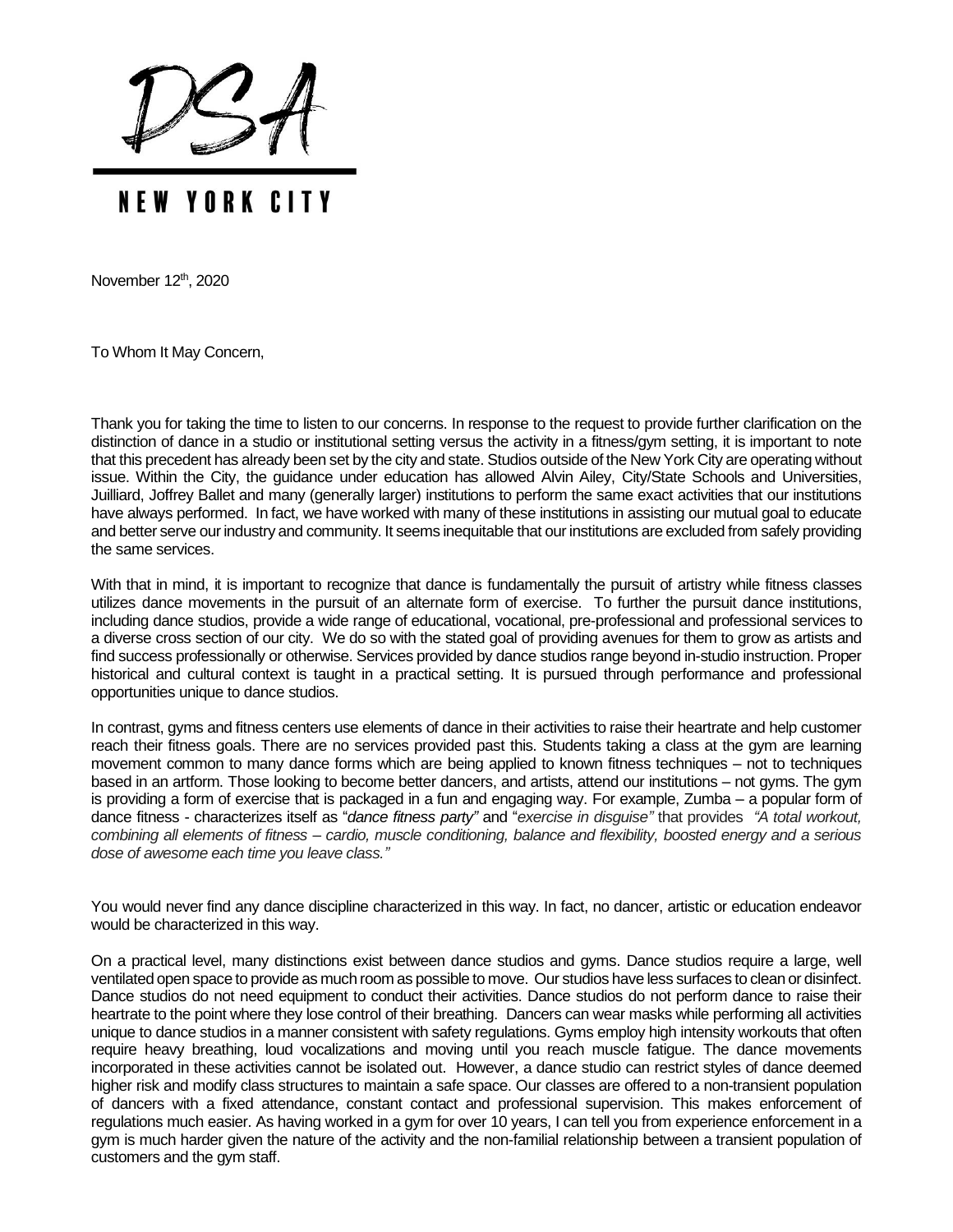DSA

NEW YORK CITY

November 12th, 2020

To Whom It May Concern,

Thank you for taking the time to listen to our concerns. In response to the request to provide further clarification on the distinction of dance in a studio or institutional setting versus the activity in a fitness/gym setting, it is important to note that this precedent has already been set by the city and state. Studios outside of the New York City are operating without issue. Within the City, the guidance under education has allowed Alvin Ailey, City/State Schools and Universities, Juilliard, Joffrey Ballet and many (generally larger) institutions to perform the same exact activities that our institutions have always performed. In fact, we have worked with many of these institutions in assisting our mutual goal to educate and better serve our industry and community. It seems inequitable that our institutions are excluded from safely providing the same services.

With that in mind, it is important to recognize that dance is fundamentally the pursuit of artistry while fitness classes utilizes dance movements in the pursuit of an alternate form of exercise. To further the pursuit dance institutions, including dance studios, provide a wide range of educational, vocational, pre-professional and professional services to a diverse cross section of our city. We do so with the stated goal of providing avenues for them to grow as artists and find success professionally or otherwise. Services provided by dance studios range beyond in-studio instruction. Proper historical and cultural context is taught in a practical setting. It is pursued through performance and professional opportunities unique to dance studios.

In contrast, gyms and fitness centers use elements of dance in their activities to raise their heartrate and help customer reach their fitness goals. There are no services provided past this. Students taking a class at the gym are learning movement common to many dance forms which are being applied to known fitness techniques – not to techniques based in an artform. Those looking to become better dancers, and artists, attend our institutions – not gyms. The gym is providing a form of exercise that is packaged in a fun and engaging way. For example, Zumba – a popular form of dance fitness - characterizes itself as "*dance fitness party*" and "*exercise in disguise*" that provides *"A total workout, combining all elements of fitness – cardio, muscle conditioning, balance and flexibility, boosted energy and a serious dose of awesome each time you leave class."*

You would never find any dance discipline characterized in this way. In fact, no dancer, artistic or education endeavor would be characterized in this way.

On a practical level, many distinctions exist between dance studios and gyms. Dance studios require a large, well ventilated open space to provide as much room as possible to move. Our studios have less surfaces to clean or disinfect. Dance studios do not need equipment to conduct their activities. Dance studios do not perform dance to raise their heartrate to the point where they lose control of their breathing. Dancers can wear masks while performing all activities unique to dance studios in a manner consistent with safety regulations. Gyms employ high intensity workouts that often require heavy breathing, loud vocalizations and moving until you reach muscle fatigue. The dance movements incorporated in these activities cannot be isolated out. However, a dance studio can restrict styles of dance deemed higher risk and modify class structures to maintain a safe space. Our classes are offered to a non-transient population of dancers with a fixed attendance, constant contact and professional supervision. This makes enforcement of regulations much easier. As having worked in a gym for over 10 years, I can tell you from experience enforcement in a gym is much harder given the nature of the activity and the non-familial relationship between a transient population of customers and the gym staff.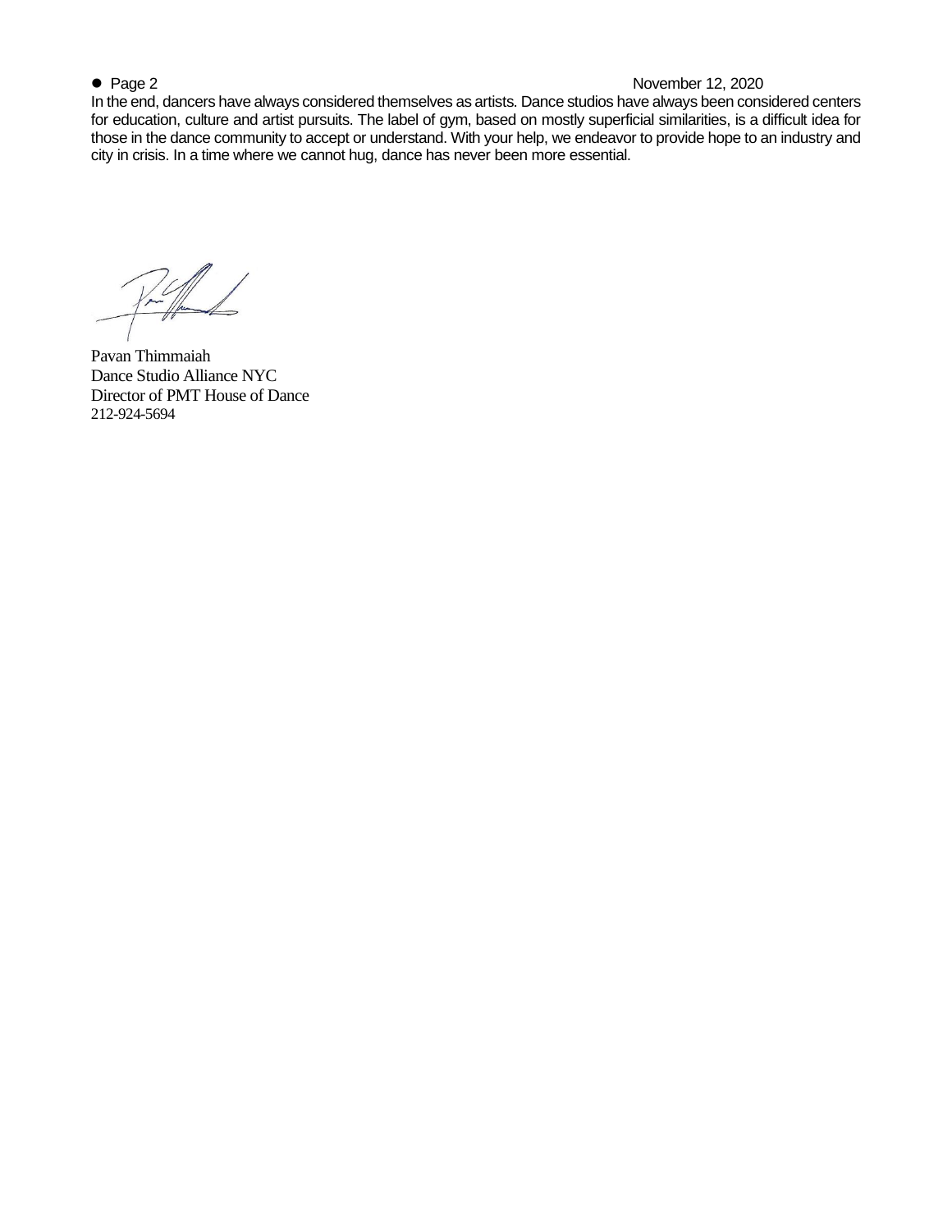In the end, dancers have always considered themselves as artists. Dance studios have always been considered centers for education, culture and artist pursuits. The label of gym, based on mostly superficial similarities, is a difficult idea for those in the dance community to accept or understand. With your help, we endeavor to provide hope to an industry and city in crisis. In a time where we cannot hug, dance has never been more essential.

Pavan Thimmaiah
Dance Studio Alliance NYC
Director of PMT House of Dance
212-924-5694